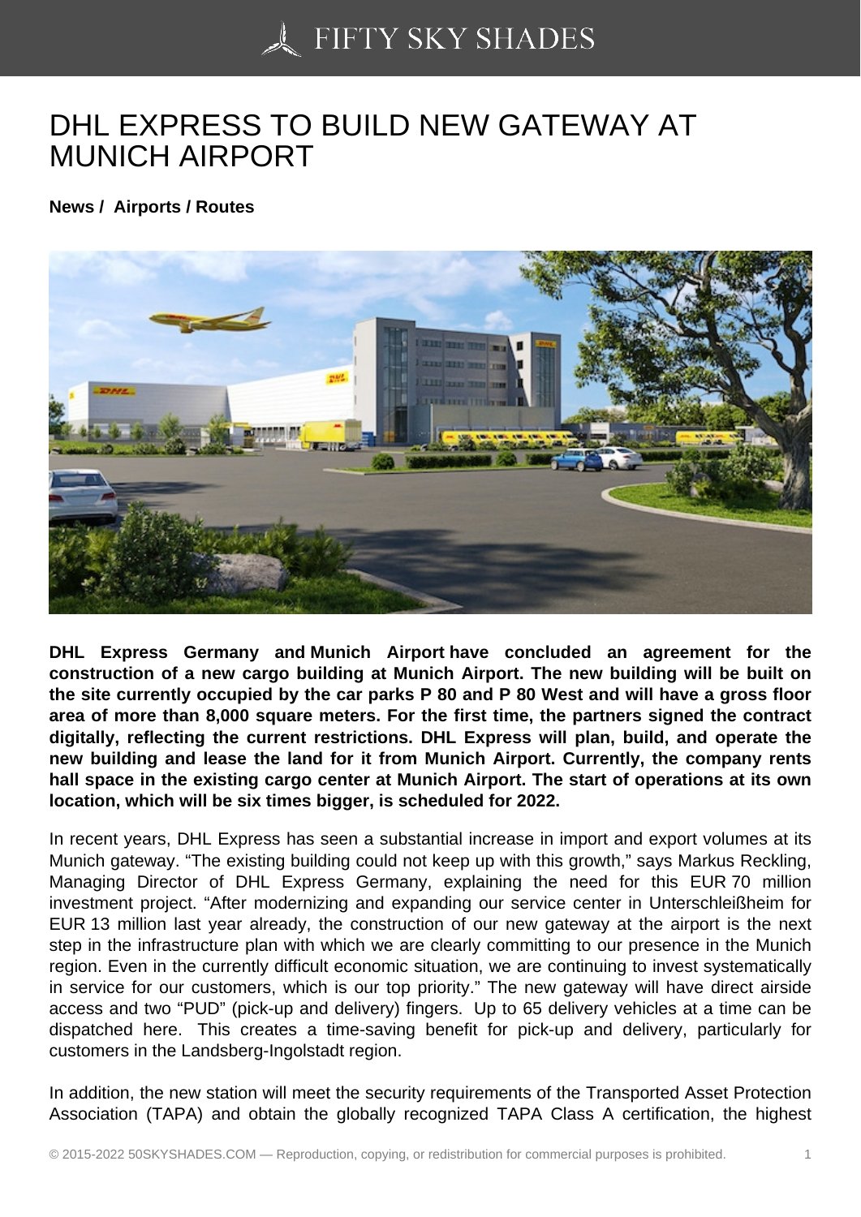# DHL EXPRESS TO BUILD NEW GATEWAY AT MUNICH AIRPORT

**News / Airports / Routes**

**DHL Express Germany and Munich Airport have concluded an agreement for the construction of a new cargo building at Munich Airport. The new building will be built on the site currently occupied by the car parks P 80 and P 80 West and will have a gross floor area of more than 8,000 square meters. For the first time, the partners signed the contract digitally, reflecting the current restrictions. DHL Express will plan, build, and operate the new building and lease the land for it from Munich Airport. Currently, the company rents hall space in the existing cargo center at Munich Airport. The start of operations at its own location, which will be six times bigger, is scheduled for 2022.**

In recent years, DHL Express has seen a substantial increase in import and export volumes at its Munich gateway. “The existing building could not keep up with this growth,” says Markus Reckling, Managing Director of DHL Express Germany, explaining the need for this EUR 70 million investment project. “After modernizing and expanding our service center in Unterschleißheim for EUR 13 million last year already, the construction of our new gateway at the airport is the next step in the infrastructure plan with which we are clearly committing to our presence in the Munich region. Even in the currently difficult economic situation, we are continuing to invest systematically in service for our customers, which is our top priority.” The new gateway will have direct airside access and two “PUD” (pick-up and delivery) fingers. Up to 65 delivery vehicles at a time can be dispatched here. This creates a time-saving benefit for pick-up and delivery, particularly for customers in the Landsberg-Ingolstadt region.

In addition, the new station will meet the security requirements of the Transported Asset Protection Association (TAPA) and obtain the globally recognized TAPA Class A certification, the highest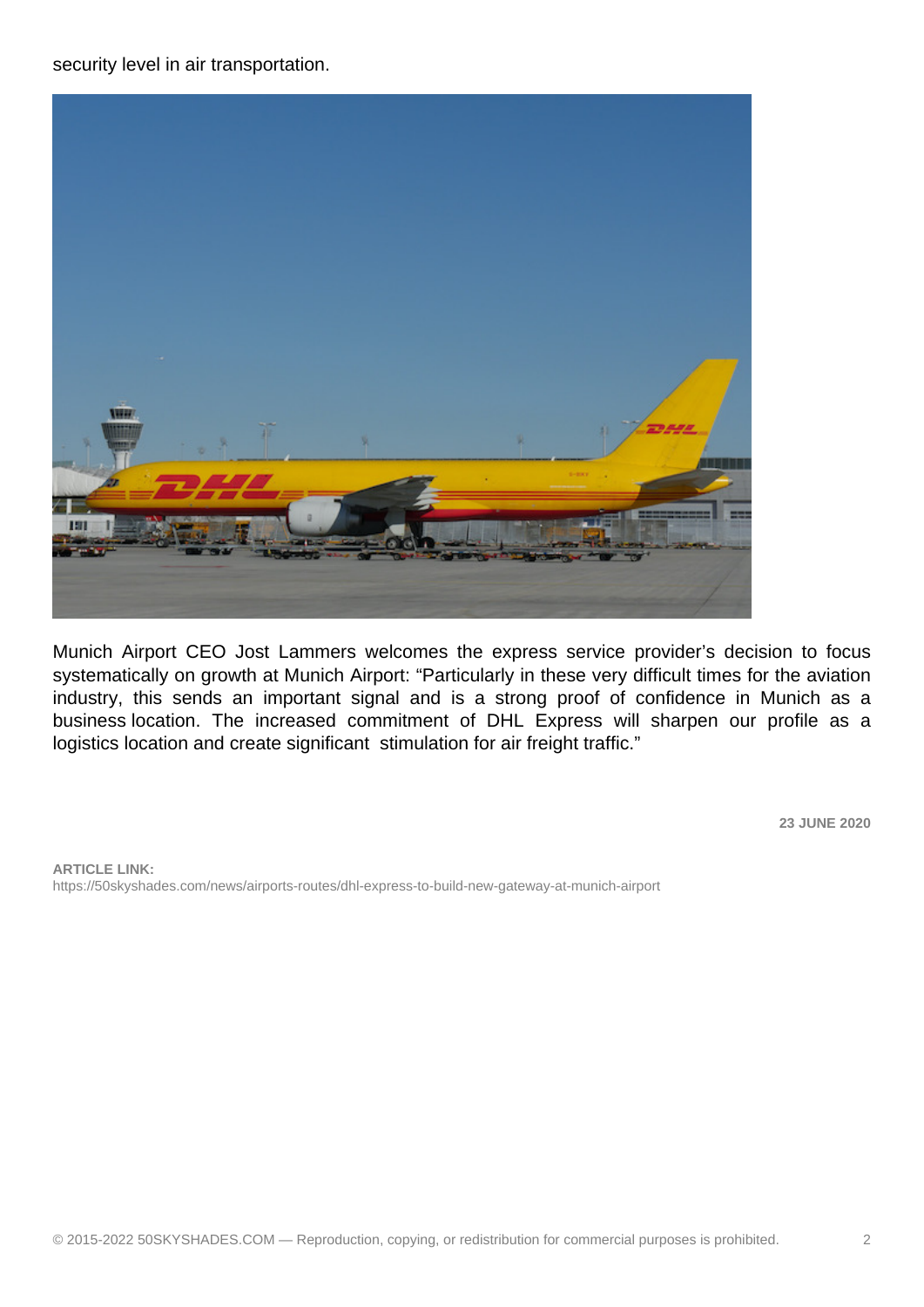security level in air transportation.

Munich Airport CEO Jost Lammers welcomes the express service provider’s decision to focus systematically on growth at Munich Airport: “Particularly in these very difficult times for the aviation industry, this sends an important signal and is a strong proof of confidence in Munich as a business location. The increased commitment of DHL Express will sharpen our profile as a logistics location and create significant stimulation for air freight traffic.”

**23 JUNE 2020**

**ARTICLE LINK:**
https://50skyshades.com/news/airports-routes/dhl-express-to-build-new-gateway-at-munich-airport